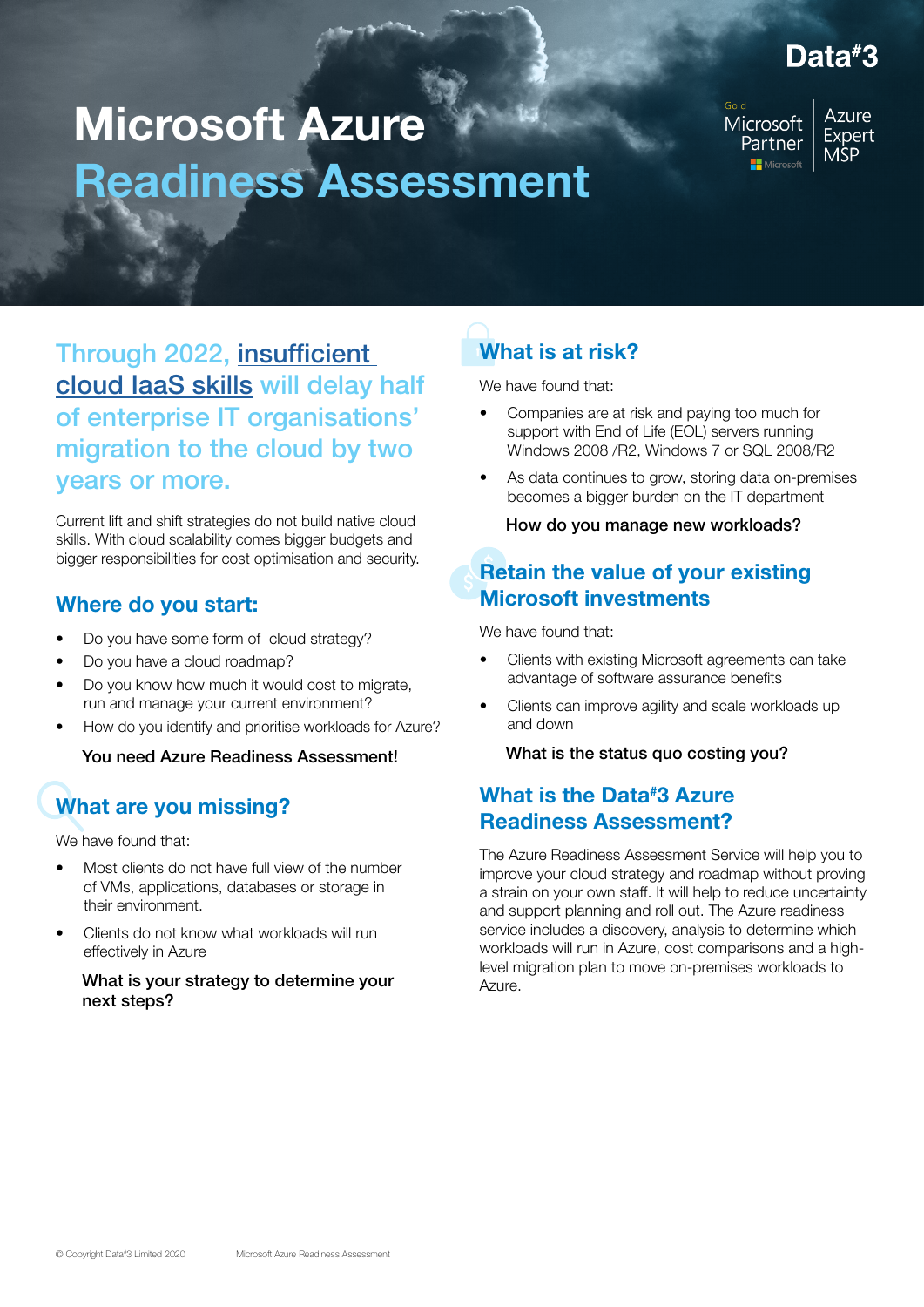# Microsoft Azure Readiness Assessment

Data#3

Gold Microsoft Partner | Azure Expert MSP

## Through 2022, insufficient cloud IaaS skills will delay half of enterprise IT organisations' migration to the cloud by two years or more.

Current lift and shift strategies do not build native cloud skills. With cloud scalability comes bigger budgets and bigger responsibilities for cost optimisation and security.

## Where do you start:

- Do you have some form of cloud strategy?
- Do you have a cloud roadmap?
- Do you know how much it would cost to migrate, run and manage your current environment?
- How do you identify and prioritise workloads for Azure?

**You need Azure Readiness Assessment!**

## What are you missing?

We have found that:

- Most clients do not have full view of the number of VMs, applications, databases or storage in their environment.
- Clients do not know what workloads will run effectively in Azure

**What is your strategy to determine your next steps?**

## What is at risk?

We have found that:

- Companies are at risk and paying too much for support with End of Life (EOL) servers running Windows 2008 /R2, Windows 7 or SQL 2008/R2
- As data continues to grow, storing data on-premises becomes a bigger burden on the IT department

**How do you manage new workloads?**

## Retain the value of your existing Microsoft investments

We have found that:

- Clients with existing Microsoft agreements can take advantage of software assurance benefits
- Clients can improve agility and scale workloads up and down

**What is the status quo costing you?**

## What is the Data#3 Azure Readiness Assessment?

The Azure Readiness Assessment Service will help you to improve your cloud strategy and roadmap without proving a strain on your own staff. It will help to reduce uncertainty and support planning and roll out. The Azure readiness service includes a discovery, analysis to determine which workloads will run in Azure, cost comparisons and a high-level migration plan to move on-premises workloads to Azure.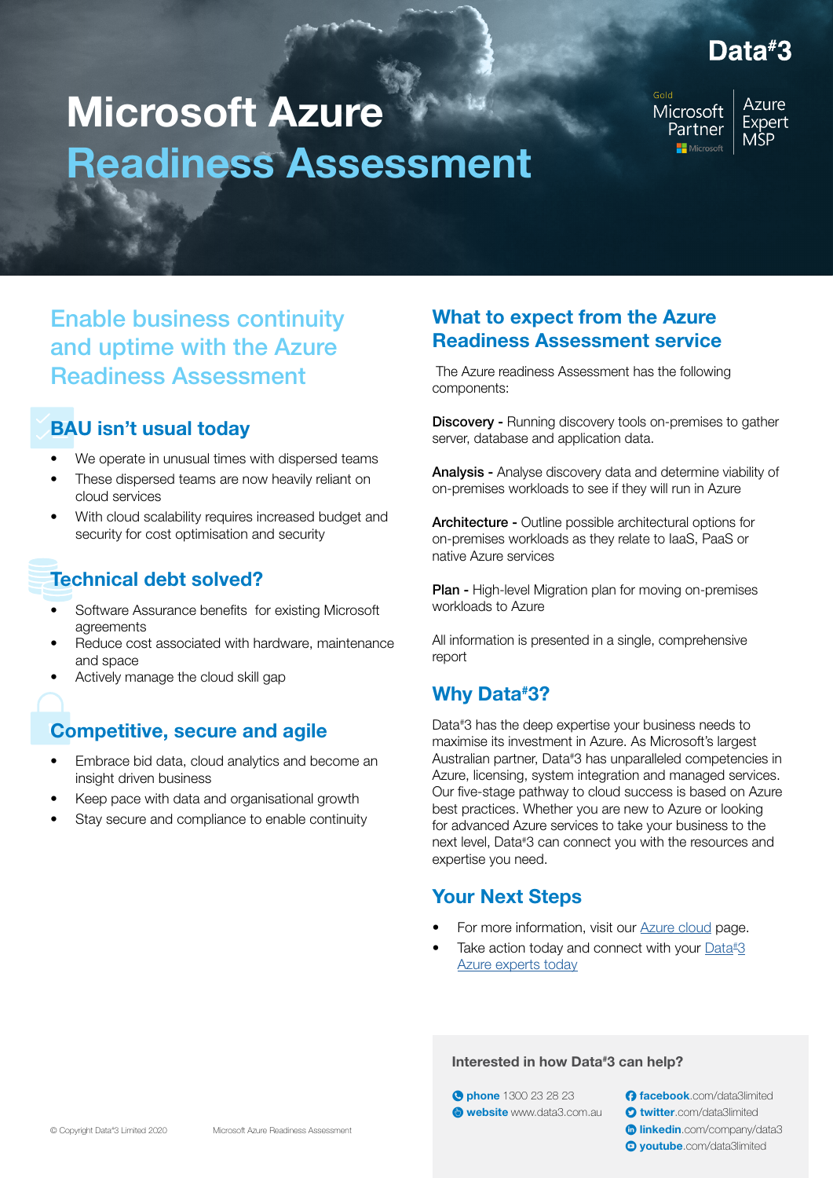Data#3

Gold Microsoft Partner Microsoft

Azure Expert MSP

# Microsoft Azure Readiness Assessment

## Enable business continuity and uptime with the Azure Readiness Assessment

### BAU isn't usual today

- We operate in unusual times with dispersed teams
- These dispersed teams are now heavily reliant on cloud services
- With cloud scalability requires increased budget and security for cost optimisation and security

### Technical debt solved?

- Software Assurance benefits for existing Microsoft agreements
- Reduce cost associated with hardware, maintenance and space
- Actively manage the cloud skill gap

### Competitive, secure and agile

- Embrace bid data, cloud analytics and become an insight driven business
- Keep pace with data and organisational growth
- Stay secure and compliance to enable continuity

## What to expect from the Azure Readiness Assessment service

The Azure readiness Assessment has the following components:

**Discovery -** Running discovery tools on-premises to gather server, database and application data.

**Analysis -** Analyse discovery data and determine viability of on-premises workloads to see if they will run in Azure

**Architecture -** Outline possible architectural options for on-premises workloads as they relate to IaaS, PaaS or native Azure services

**Plan -** High-level Migration plan for moving on-premises workloads to Azure

All information is presented in a single, comprehensive report

## Why Data#3?

Data#3 has the deep expertise your business needs to maximise its investment in Azure. As Microsoft's largest Australian partner, Data#3 has unparalleled competencies in Azure, licensing, system integration and managed services. Our five-stage pathway to cloud success is based on Azure best practices. Whether you are new to Azure or looking for advanced Azure services to take your business to the next level, Data#3 can connect you with the resources and expertise you need.

## Your Next Steps

- For more information, visit our [Azure cloud](#) page.
- Take action today and connect with your [Data#3 Azure experts today](#)

**Interested in how Data#3 can help?**

**phone** 1300 23 28 23
**website** www.data3.com.au
**facebook**.com/data3limited
**twitter**.com/data3limited
**linkedin**.com/company/data3
**youtube**.com/data3limited

© Copyright Data#3 Limited 2020 Microsoft Azure Readiness Assessment